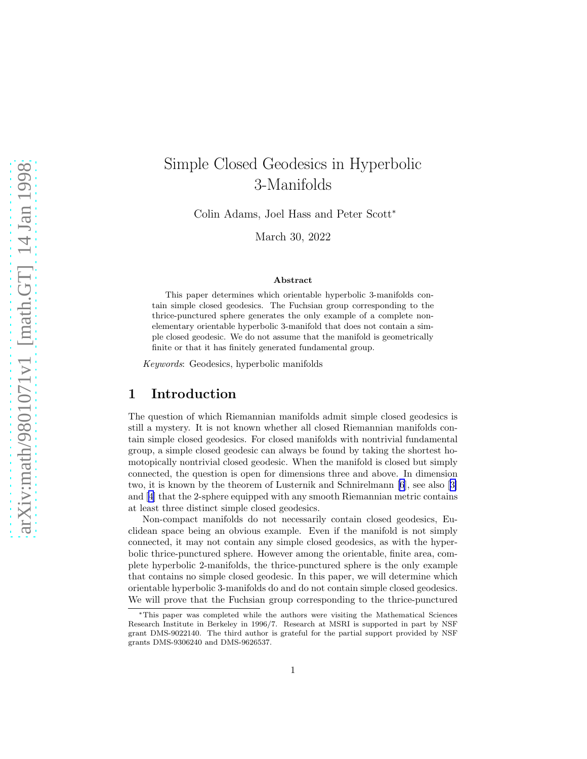# Simple Closed Geodesics in Hyperbolic 3-Manifolds

Colin Adams, Joel Hass and Peter Scott*

March 30, 2022

**Abstract**

This paper determines which orientable hyperbolic 3-manifolds contain simple closed geodesics. The Fuchsian group corresponding to the thrice-punctured sphere generates the only example of a complete non-elementary orientable hyperbolic 3-manifold that does not contain a simple closed geodesic. We do not assume that the manifold is geometrically finite or that it has finitely generated fundamental group.

*Keywords*: Geodesics, hyperbolic manifolds

## 1 Introduction

The question of which Riemannian manifolds admit simple closed geodesics is still a mystery. It is not known whether all closed Riemannian manifolds contain simple closed geodesics. For closed manifolds with nontrivial fundamental group, a simple closed geodesic can always be found by taking the shortest homotopically nontrivial closed geodesic. When the manifold is closed but simply connected, the question is open for dimensions three and above. In dimension two, it is known by the theorem of Lusternik and Schnirelmann [6], see also [3] and [4] that the 2-sphere equipped with any smooth Riemannian metric contains at least three distinct simple closed geodesics.

Non-compact manifolds do not necessarily contain closed geodesics, Euclidean space being an obvious example. Even if the manifold is not simply connected, it may not contain any simple closed geodesics, as with the hyperbolic thrice-punctured sphere. However among the orientable, finite area, complete hyperbolic 2-manifolds, the thrice-punctured sphere is the only example that contains no simple closed geodesic. In this paper, we will determine which orientable hyperbolic 3-manifolds do and do not contain simple closed geodesics. We will prove that the Fuchsian group corresponding to the thrice-punctured

---

*This paper was completed while the authors were visiting the Mathematical Sciences Research Institute in Berkeley in 1996/7. Research at MSRI is supported in part by NSF grant DMS-9022140. The third author is grateful for the partial support provided by NSF grants DMS-9306240 and DMS-9626537.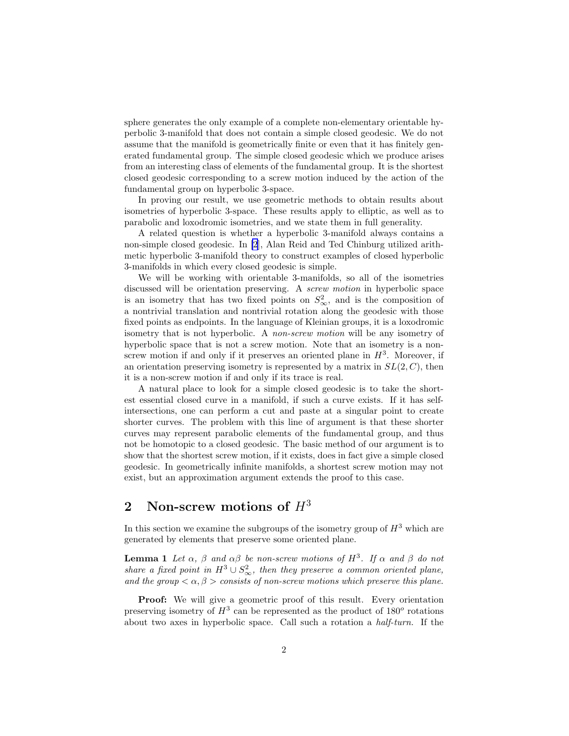sphere generates the only example of a complete non-elementary orientable hyperbolic 3-manifold that does not contain a simple closed geodesic. We do not assume that the manifold is geometrically finite or even that it has finitely generated fundamental group. The simple closed geodesic which we produce arises from an interesting class of elements of the fundamental group. It is the shortest closed geodesic corresponding to a screw motion induced by the action of the fundamental group on hyperbolic 3-space.

In proving our result, we use geometric methods to obtain results about isometries of hyperbolic 3-space. These results apply to elliptic, as well as to parabolic and loxodromic isometries, and we state them in full generality.

A related question is whether a hyperbolic 3-manifold always contains a non-simple closed geodesic. In [2], Alan Reid and Ted Chinburg utilized arithmetic hyperbolic 3-manifold theory to construct examples of closed hyperbolic 3-manifolds in which every closed geodesic is simple.

We will be working with orientable 3-manifolds, so all of the isometries discussed will be orientation preserving. A *screw motion* in hyperbolic space is an isometry that has two fixed points on $S^2_\infty$, and is the composition of a nontrivial translation and nontrivial rotation along the geodesic with those fixed points as endpoints. In the language of Kleinian groups, it is a loxodromic isometry that is not hyperbolic. A *non-screw motion* will be any isometry of hyperbolic space that is not a screw motion. Note that an isometry is a non-screw motion if and only if it preserves an oriented plane in $H^3$. Moreover, if an orientation preserving isometry is represented by a matrix in $SL(2, C)$, then it is a non-screw motion if and only if its trace is real.

A natural place to look for a simple closed geodesic is to take the shortest essential closed curve in a manifold, if such a curve exists. If it has self-intersections, one can perform a cut and paste at a singular point to create shorter curves. The problem with this line of argument is that these shorter curves may represent parabolic elements of the fundamental group, and thus not be homotopic to a closed geodesic. The basic method of our argument is to show that the shortest screw motion, if it exists, does in fact give a simple closed geodesic. In geometrically infinite manifolds, a shortest screw motion may not exist, but an approximation argument extends the proof to this case.

## 2 Non-screw motions of $H^3$

In this section we examine the subgroups of the isometry group of $H^3$ which are generated by elements that preserve some oriented plane.

**Lemma 1** *Let $\alpha$, $\beta$ and $\alpha\beta$ be non-screw motions of $H^3$. If $\alpha$ and $\beta$ do not share a fixed point in $H^3 \cup S^2_\infty$, then they preserve a common oriented plane, and the group $< \alpha, \beta >$ consists of non-screw motions which preserve this plane.*

**Proof:** We will give a geometric proof of this result. Every orientation preserving isometry of $H^3$ can be represented as the product of $180^o$ rotations about two axes in hyperbolic space. Call such a rotation a *half-turn*. If the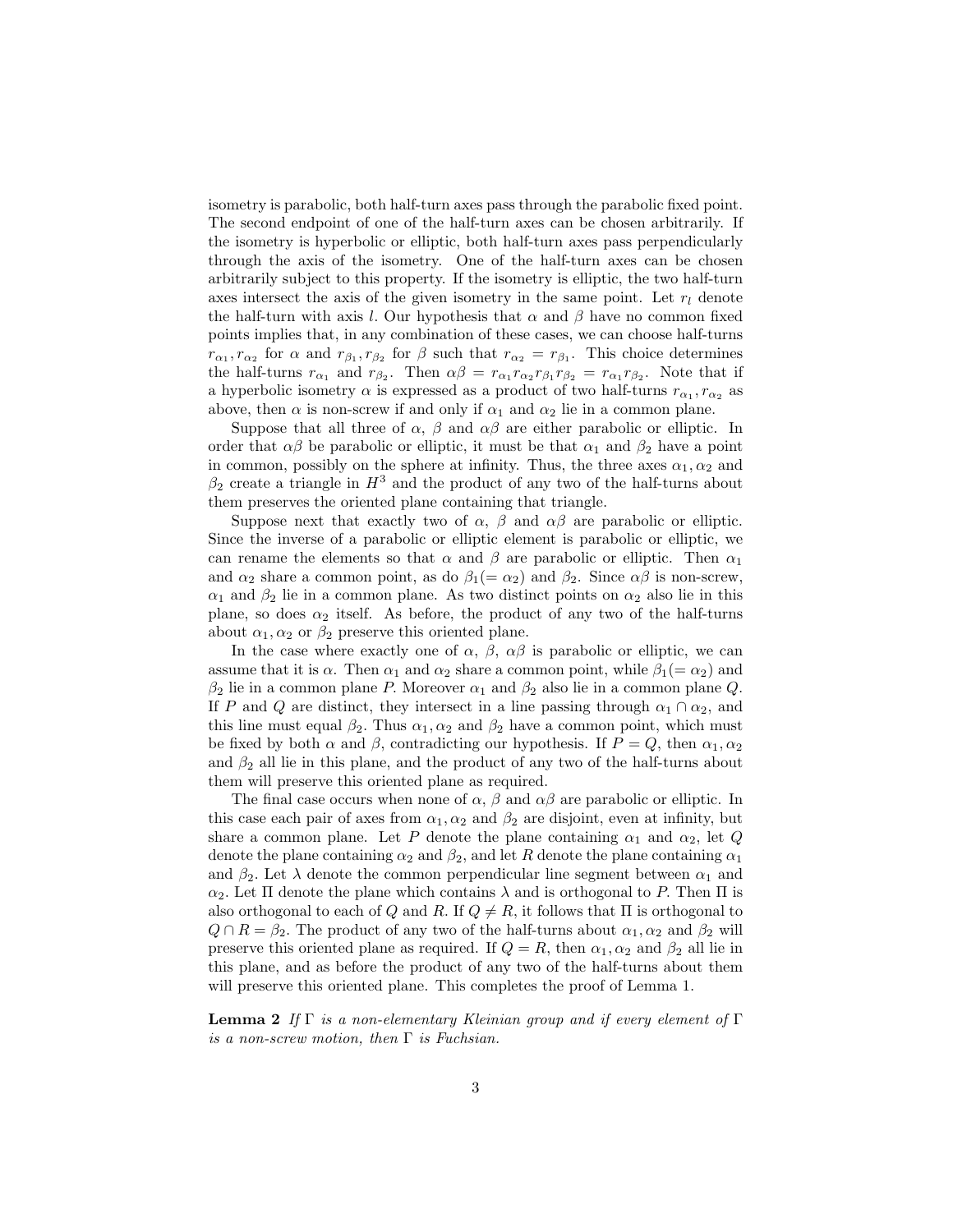isometry is parabolic, both half-turn axes pass through the parabolic fixed point. The second endpoint of one of the half-turn axes can be chosen arbitrarily. If the isometry is hyperbolic or elliptic, both half-turn axes pass perpendicularly through the axis of the isometry. One of the half-turn axes can be chosen arbitrarily subject to this property. If the isometry is elliptic, the two half-turn axes intersect the axis of the given isometry in the same point. Let $r_l$ denote the half-turn with axis $l$. Our hypothesis that $\alpha$ and $\beta$ have no common fixed points implies that, in any combination of these cases, we can choose half-turns $r_{\alpha_1}, r_{\alpha_2}$ for $\alpha$ and $r_{\beta_1}, r_{\beta_2}$ for $\beta$ such that $r_{\alpha_2} = r_{\beta_1}$. This choice determines the half-turns $r_{\alpha_1}$ and $r_{\beta_2}$. Then $\alpha\beta = r_{\alpha_1} r_{\alpha_2} r_{\beta_1} r_{\beta_2} = r_{\alpha_1} r_{\beta_2}$. Note that if a hyperbolic isometry $\alpha$ is expressed as a product of two half-turns $r_{\alpha_1}, r_{\alpha_2}$ as above, then $\alpha$ is non-screw if and only if $\alpha_1$ and $\alpha_2$ lie in a common plane.

Suppose that all three of $\alpha$, $\beta$ and $\alpha\beta$ are either parabolic or elliptic. In order that $\alpha\beta$ be parabolic or elliptic, it must be that $\alpha_1$ and $\beta_2$ have a point in common, possibly on the sphere at infinity. Thus, the three axes $\alpha_1, \alpha_2$ and $\beta_2$ create a triangle in $H^3$ and the product of any two of the half-turns about them preserves the oriented plane containing that triangle.

Suppose next that exactly two of $\alpha$, $\beta$ and $\alpha\beta$ are parabolic or elliptic. Since the inverse of a parabolic or elliptic element is parabolic or elliptic, we can rename the elements so that $\alpha$ and $\beta$ are parabolic or elliptic. Then $\alpha_1$ and $\alpha_2$ share a common point, as do $\beta_1 (= \alpha_2)$ and $\beta_2$. Since $\alpha\beta$ is non-screw, $\alpha_1$ and $\beta_2$ lie in a common plane. As two distinct points on $\alpha_2$ also lie in this plane, so does $\alpha_2$ itself. As before, the product of any two of the half-turns about $\alpha_1, \alpha_2$ or $\beta_2$ preserve this oriented plane.

In the case where exactly one of $\alpha$, $\beta$, $\alpha\beta$ is parabolic or elliptic, we can assume that it is $\alpha$. Then $\alpha_1$ and $\alpha_2$ share a common point, while $\beta_1 (= \alpha_2)$ and $\beta_2$ lie in a common plane $P$. Moreover $\alpha_1$ and $\beta_2$ also lie in a common plane $Q$. If $P$ and $Q$ are distinct, they intersect in a line passing through $\alpha_1 \cap \alpha_2$, and this line must equal $\beta_2$. Thus $\alpha_1, \alpha_2$ and $\beta_2$ have a common point, which must be fixed by both $\alpha$ and $\beta$, contradicting our hypothesis. If $P = Q$, then $\alpha_1, \alpha_2$ and $\beta_2$ all lie in this plane, and the product of any two of the half-turns about them will preserve this oriented plane as required.

The final case occurs when none of $\alpha$, $\beta$ and $\alpha\beta$ are parabolic or elliptic. In this case each pair of axes from $\alpha_1, \alpha_2$ and $\beta_2$ are disjoint, even at infinity, but share a common plane. Let $P$ denote the plane containing $\alpha_1$ and $\alpha_2$, let $Q$ denote the plane containing $\alpha_2$ and $\beta_2$, and let $R$ denote the plane containing $\alpha_1$ and $\beta_2$. Let $\lambda$ denote the common perpendicular line segment between $\alpha_1$ and $\alpha_2$. Let $\Pi$ denote the plane which contains $\lambda$ and is orthogonal to $P$. Then $\Pi$ is also orthogonal to each of $Q$ and $R$. If $Q \neq R$, it follows that $\Pi$ is orthogonal to $Q \cap R = \beta_2$. The product of any two of the half-turns about $\alpha_1, \alpha_2$ and $\beta_2$ will preserve this oriented plane as required. If $Q = R$, then $\alpha_1, \alpha_2$ and $\beta_2$ all lie in this plane, and as before the product of any two of the half-turns about them will preserve this oriented plane. This completes the proof of Lemma 1.

**Lemma 2** *If $\Gamma$ is a non-elementary Kleinian group and if every element of $\Gamma$ is a non-screw motion, then $\Gamma$ is Fuchsian.*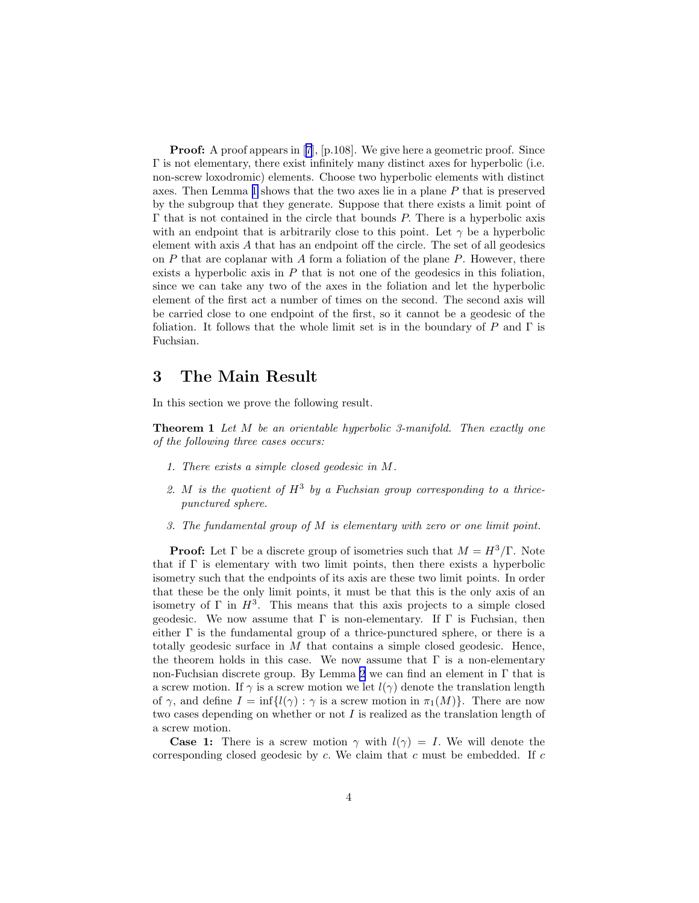**Proof:** A proof appears in [7], [p.108]. We give here a geometric proof. Since $\Gamma$ is not elementary, there exist infinitely many distinct axes for hyperbolic (i.e. non-screw loxodromic) elements. Choose two hyperbolic elements with distinct axes. Then Lemma 1 shows that the two axes lie in a plane $P$ that is preserved by the subgroup that they generate. Suppose that there exists a limit point of $\Gamma$ that is not contained in the circle that bounds $P$. There is a hyperbolic axis with an endpoint that is arbitrarily close to this point. Let $\gamma$ be a hyperbolic element with axis $A$ that has an endpoint off the circle. The set of all geodesics on $P$ that are coplanar with $A$ form a foliation of the plane $P$. However, there exists a hyperbolic axis in $P$ that is not one of the geodesics in this foliation, since we can take any two of the axes in the foliation and let the hyperbolic element of the first act a number of times on the second. The second axis will be carried close to one endpoint of the first, so it cannot be a geodesic of the foliation. It follows that the whole limit set is in the boundary of $P$ and $\Gamma$ is Fuchsian.

## 3 The Main Result

In this section we prove the following result.

**Theorem 1** *Let $M$ be an orientable hyperbolic 3-manifold. Then exactly one of the following three cases occurs:*

1. *There exists a simple closed geodesic in $M$.*
2. *$M$ is the quotient of $H^3$ by a Fuchsian group corresponding to a thrice-punctured sphere.*
3. *The fundamental group of $M$ is elementary with zero or one limit point.*

**Proof:** Let $\Gamma$ be a discrete group of isometries such that $M = H^3/\Gamma$. Note that if $\Gamma$ is elementary with two limit points, then there exists a hyperbolic isometry such that the endpoints of its axis are these two limit points. In order that these be the only limit points, it must be that this is the only axis of an isometry of $\Gamma$ in $H^3$. This means that this axis projects to a simple closed geodesic. We now assume that $\Gamma$ is non-elementary. If $\Gamma$ is Fuchsian, then either $\Gamma$ is the fundamental group of a thrice-punctured sphere, or there is a totally geodesic surface in $M$ that contains a simple closed geodesic. Hence, the theorem holds in this case. We now assume that $\Gamma$ is a non-elementary non-Fuchsian discrete group. By Lemma 2 we can find an element in $\Gamma$ that is a screw motion. If $\gamma$ is a screw motion we let $l(\gamma)$ denote the translation length of $\gamma$, and define $I = \inf\{l(\gamma) : \gamma \text{ is a screw motion in } \pi_1(M)\}$. There are now two cases depending on whether or not $I$ is realized as the translation length of a screw motion.

**Case 1:** There is a screw motion $\gamma$ with $l(\gamma) = I$. We will denote the corresponding closed geodesic by $c$. We claim that $c$ must be embedded. If $c$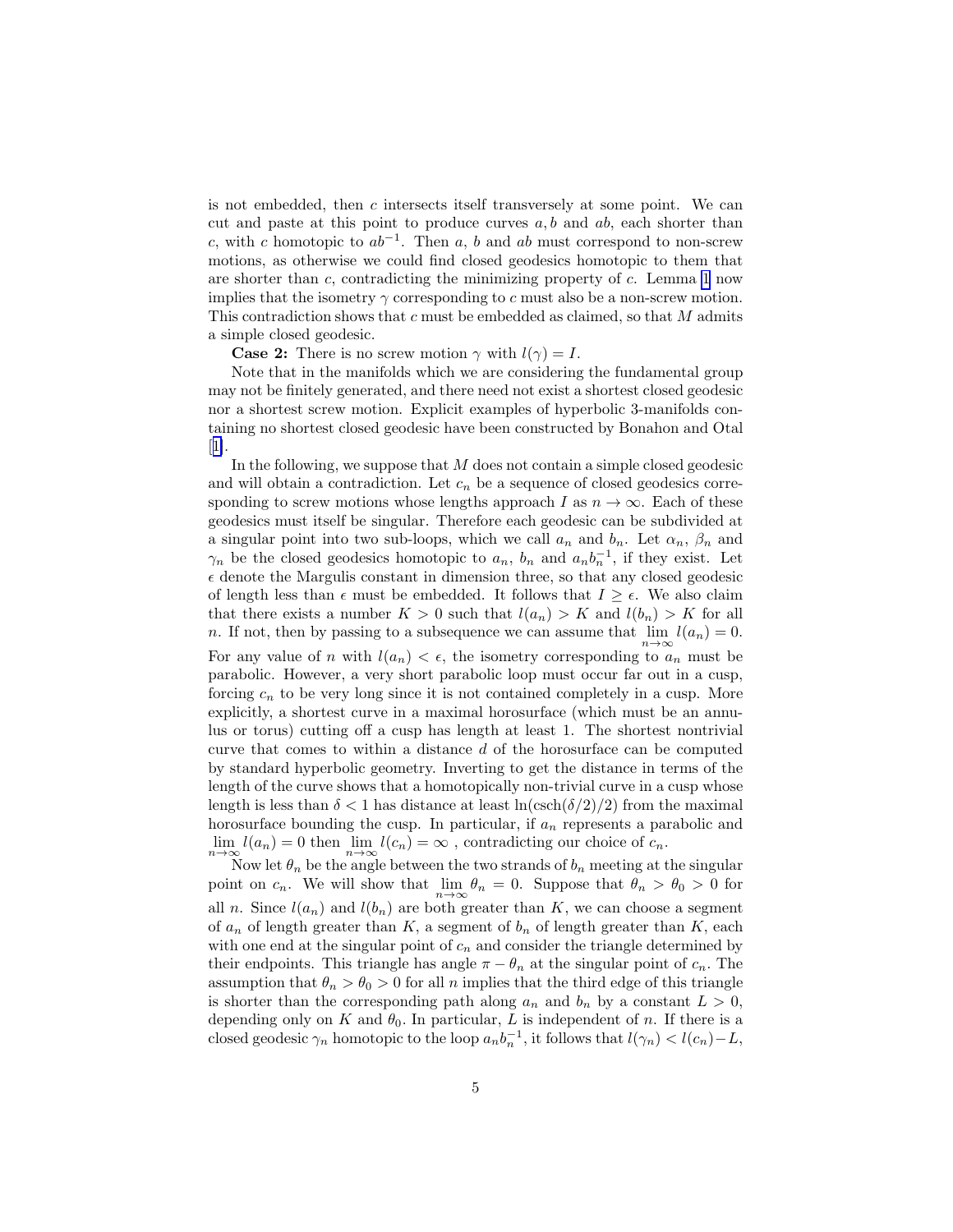is not embedded, then $c$ intersects itself transversely at some point. We can cut and paste at this point to produce curves $a, b$ and $ab$, each shorter than $c$, with $c$ homotopic to $ab^{-1}$. Then $a$, $b$ and $ab$ must correspond to non-screw motions, as otherwise we could find closed geodesics homotopic to them that are shorter than $c$, contradicting the minimizing property of $c$. Lemma 1 now implies that the isometry $\gamma$ corresponding to $c$ must also be a non-screw motion. This contradiction shows that $c$ must be embedded as claimed, so that $M$ admits a simple closed geodesic.

**Case 2:** There is no screw motion $\gamma$ with $l(\gamma) = I$.

Note that in the manifolds which we are considering the fundamental group may not be finitely generated, and there need not exist a shortest closed geodesic nor a shortest screw motion. Explicit examples of hyperbolic 3-manifolds containing no shortest closed geodesic have been constructed by Bonahon and Otal [1].

In the following, we suppose that $M$ does not contain a simple closed geodesic and will obtain a contradiction. Let $c_n$ be a sequence of closed geodesics corresponding to screw motions whose lengths approach $I$ as $n \to \infty$. Each of these geodesics must itself be singular. Therefore each geodesic can be subdivided at a singular point into two sub-loops, which we call $a_n$ and $b_n$. Let $\alpha_n$, $\beta_n$ and $\gamma_n$ be the closed geodesics homotopic to $a_n$, $b_n$ and $a_n b_n^{-1}$, if they exist. Let $\epsilon$ denote the Margulis constant in dimension three, so that any closed geodesic of length less than $\epsilon$ must be embedded. It follows that $I \geq \epsilon$. We also claim that there exists a number $K > 0$ such that $l(a_n) > K$ and $l(b_n) > K$ for all $n$. If not, then by passing to a subsequence we can assume that $\lim_{n\to\infty} l(a_n) = 0$. For any value of $n$ with $l(a_n) < \epsilon$, the isometry corresponding to $a_n$ must be parabolic. However, a very short parabolic loop must occur far out in a cusp, forcing $c_n$ to be very long since it is not contained completely in a cusp. More explicitly, a shortest curve in a maximal horosurface (which must be an annulus or torus) cutting off a cusp has length at least 1. The shortest nontrivial curve that comes to within a distance $d$ of the horosurface can be computed by standard hyperbolic geometry. Inverting to get the distance in terms of the length of the curve shows that a homotopically non-trivial curve in a cusp whose length is less than $\delta < 1$ has distance at least $\ln(\operatorname{csch}(\delta/2)/2)$ from the maximal horosurface bounding the cusp. In particular, if $a_n$ represents a parabolic and $\lim_{n\to\infty} l(a_n) = 0$ then $\lim_{n\to\infty} l(c_n) = \infty$ , contradicting our choice of $c_n$.

Now let $\theta_n$ be the angle between the two strands of $b_n$ meeting at the singular point on $c_n$. We will show that $\lim_{n\to\infty} \theta_n = 0$. Suppose that $\theta_n > \theta_0 > 0$ for all $n$. Since $l(a_n)$ and $l(b_n)$ are both greater than $K$, we can choose a segment of $a_n$ of length greater than $K$, a segment of $b_n$ of length greater than $K$, each with one end at the singular point of $c_n$ and consider the triangle determined by their endpoints. This triangle has angle $\pi - \theta_n$ at the singular point of $c_n$. The assumption that $\theta_n > \theta_0 > 0$ for all $n$ implies that the third edge of this triangle is shorter than the corresponding path along $a_n$ and $b_n$ by a constant $L > 0$, depending only on $K$ and $\theta_0$. In particular, $L$ is independent of $n$. If there is a closed geodesic $\gamma_n$ homotopic to the loop $a_n b_n^{-1}$, it follows that $l(\gamma_n) < l(c_n) - L$,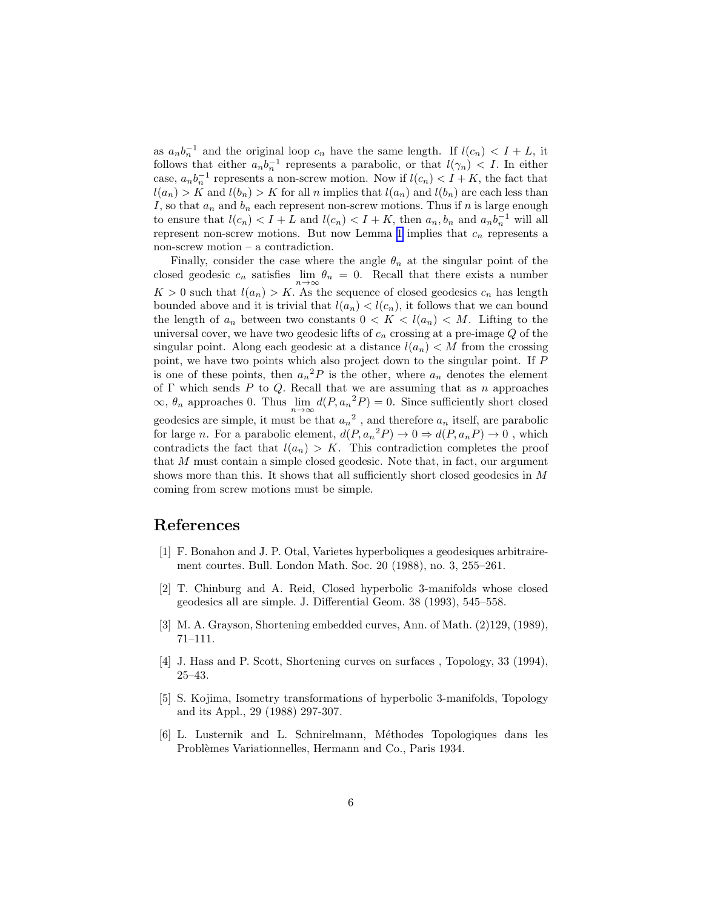as $a_n b_n^{-1}$ and the original loop $c_n$ have the same length. If $l(c_n) < I + L$, it follows that either $a_n b_n^{-1}$ represents a parabolic, or that $l(\gamma_n) < I$. In either case, $a_n b_n^{-1}$ represents a non-screw motion. Now if $l(c_n) < I + K$, the fact that $l(a_n) > K$ and $l(b_n) > K$ for all $n$ implies that $l(a_n)$ and $l(b_n)$ are each less than $I$, so that $a_n$ and $b_n$ each represent non-screw motions. Thus if $n$ is large enough to ensure that $l(c_n) < I + L$ and $l(c_n) < I + K$, then $a_n, b_n$ and $a_n b_n^{-1}$ will all represent non-screw motions. But now Lemma 1 implies that $c_n$ represents a non-screw motion – a contradiction.

Finally, consider the case where the angle $\theta_n$ at the singular point of the closed geodesic $c_n$ satisfies $\lim_{n\to\infty} \theta_n = 0$. Recall that there exists a number $K > 0$ such that $l(a_n) > K$. As the sequence of closed geodesics $c_n$ has length bounded above and it is trivial that $l(a_n) < l(c_n)$, it follows that we can bound the length of $a_n$ between two constants $0 < K < l(a_n) < M$. Lifting to the universal cover, we have two geodesic lifts of $c_n$ crossing at a pre-image $Q$ of the singular point. Along each geodesic at a distance $l(a_n) < M$ from the crossing point, we have two points which also project down to the singular point. If $P$ is one of these points, then ${a_n}^2 P$ is the other, where $a_n$ denotes the element of $\Gamma$ which sends $P$ to $Q$. Recall that we are assuming that as $n$ approaches $\infty$, $\theta_n$ approaches 0. Thus $\lim_{n\to\infty} d(P, {a_n}^2 P) = 0$. Since sufficiently short closed geodesics are simple, it must be that ${a_n}^2$ , and therefore $a_n$ itself, are parabolic for large $n$. For a parabolic element, $d(P, {a_n}^2 P) \to 0 \Rightarrow d(P, a_n P) \to 0$ , which contradicts the fact that $l(a_n) > K$. This contradiction completes the proof that $M$ must contain a simple closed geodesic. Note that, in fact, our argument shows more than this. It shows that all sufficiently short closed geodesics in $M$ coming from screw motions must be simple.

## References

[1] F. Bonahon and J. P. Otal, Varietes hyperboliques a geodesiques arbitrairement courtes. Bull. London Math. Soc. 20 (1988), no. 3, 255–261.

[2] T. Chinburg and A. Reid, Closed hyperbolic 3-manifolds whose closed geodesics all are simple. J. Differential Geom. 38 (1993), 545–558.

[3] M. A. Grayson, Shortening embedded curves, Ann. of Math. (2)129, (1989), 71–111.

[4] J. Hass and P. Scott, Shortening curves on surfaces , Topology, 33 (1994), 25–43.

[5] S. Kojima, Isometry transformations of hyperbolic 3-manifolds, Topology and its Appl., 29 (1988) 297-307.

[6] L. Lusternik and L. Schnirelmann, Méthodes Topologiques dans les Problèmes Variationnelles, Hermann and Co., Paris 1934.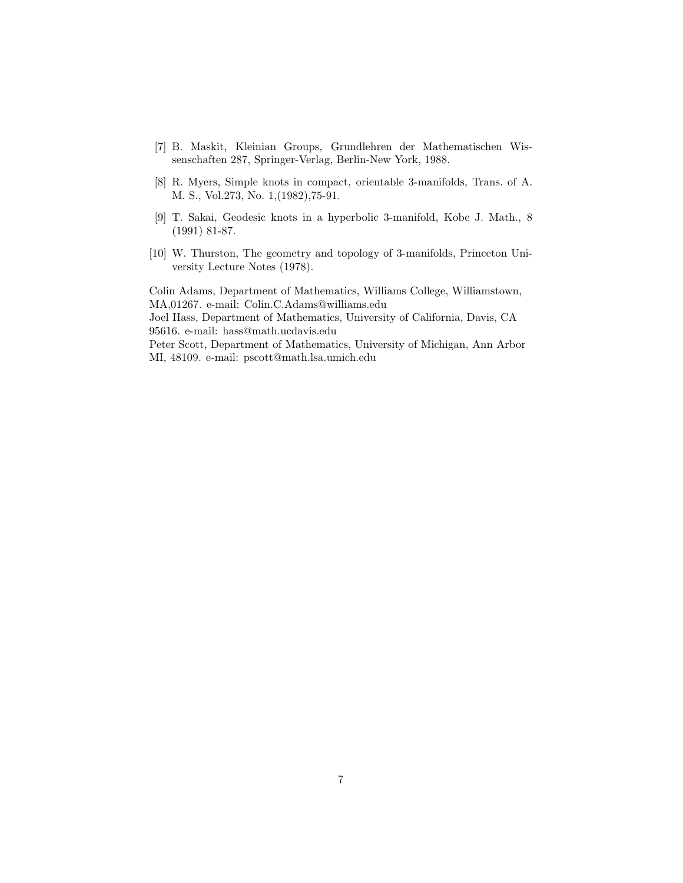[7] B. Maskit, Kleinian Groups, Grundlehren der Mathematischen Wissenschaften 287, Springer-Verlag, Berlin-New York, 1988.

[8] R. Myers, Simple knots in compact, orientable 3-manifolds, Trans. of A. M. S., Vol.273, No. 1,(1982),75-91.

[9] T. Sakai, Geodesic knots in a hyperbolic 3-manifold, Kobe J. Math., 8 (1991) 81-87.

[10] W. Thurston, The geometry and topology of 3-manifolds, Princeton University Lecture Notes (1978).

Colin Adams, Department of Mathematics, Williams College, Williamstown, MA,01267. e-mail: Colin.C.Adams@williams.edu
Joel Hass, Department of Mathematics, University of California, Davis, CA 95616. e-mail: hass@math.ucdavis.edu
Peter Scott, Department of Mathematics, University of Michigan, Ann Arbor MI, 48109. e-mail: pscott@math.lsa.umich.edu